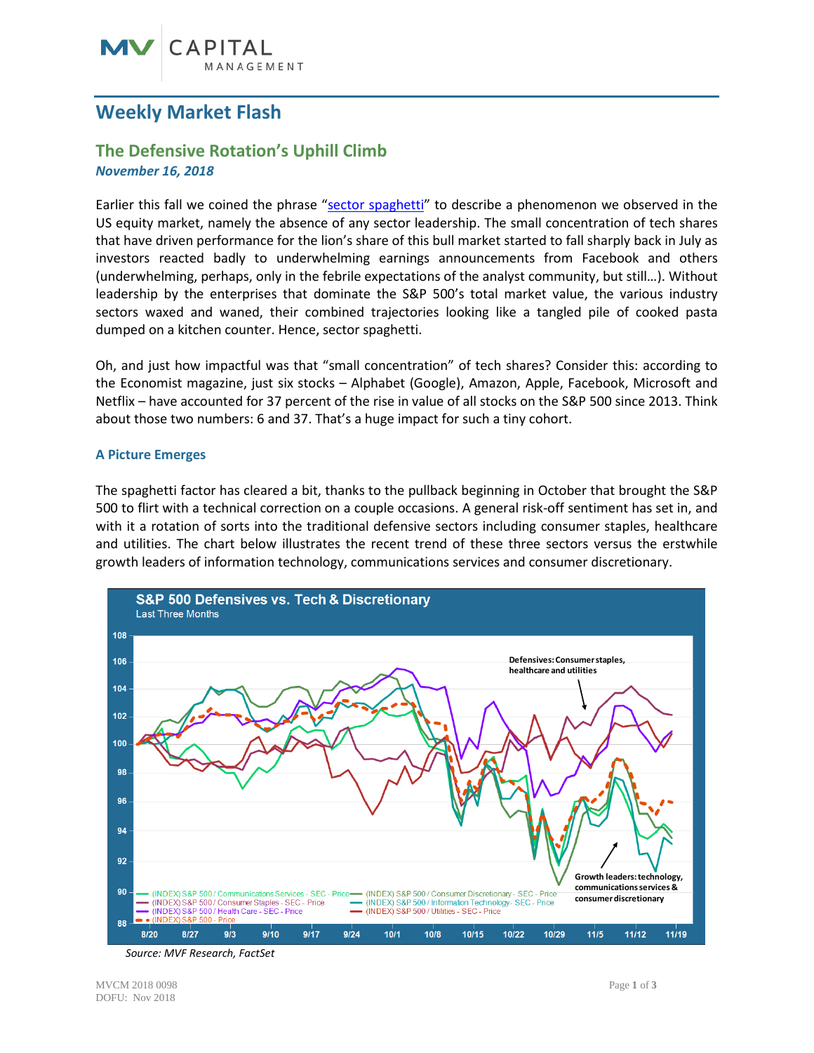# Weekly Market Flash

## The Defensive Rotation's Uphill Climb

***November 16, 2018***

Earlier this fall we coined the phrase "sector spaghetti" to describe a phenomenon we observed in the US equity market, namely the absence of any sector leadership. The small concentration of tech shares that have driven performance for the lion's share of this bull market started to fall sharply back in July as investors reacted badly to underwhelming earnings announcements from Facebook and others (underwhelming, perhaps, only in the febrile expectations of the analyst community, but still…). Without leadership by the enterprises that dominate the S&P 500's total market value, the various industry sectors waxed and waned, their combined trajectories looking like a tangled pile of cooked pasta dumped on a kitchen counter. Hence, sector spaghetti.

Oh, and just how impactful was that "small concentration" of tech shares? Consider this: according to the Economist magazine, just six stocks – Alphabet (Google), Amazon, Apple, Facebook, Microsoft and Netflix – have accounted for 37 percent of the rise in value of all stocks on the S&P 500 since 2013. Think about those two numbers: 6 and 37. That's a huge impact for such a tiny cohort.

### A Picture Emerges

The spaghetti factor has cleared a bit, thanks to the pullback beginning in October that brought the S&P 500 to flirt with a technical correction on a couple occasions. A general risk-off sentiment has set in, and with it a rotation of sorts into the traditional defensive sectors including consumer staples, healthcare and utilities. The chart below illustrates the recent trend of these three sectors versus the erstwhile growth leaders of information technology, communications services and consumer discretionary.

*Source: MVF Research, FactSet*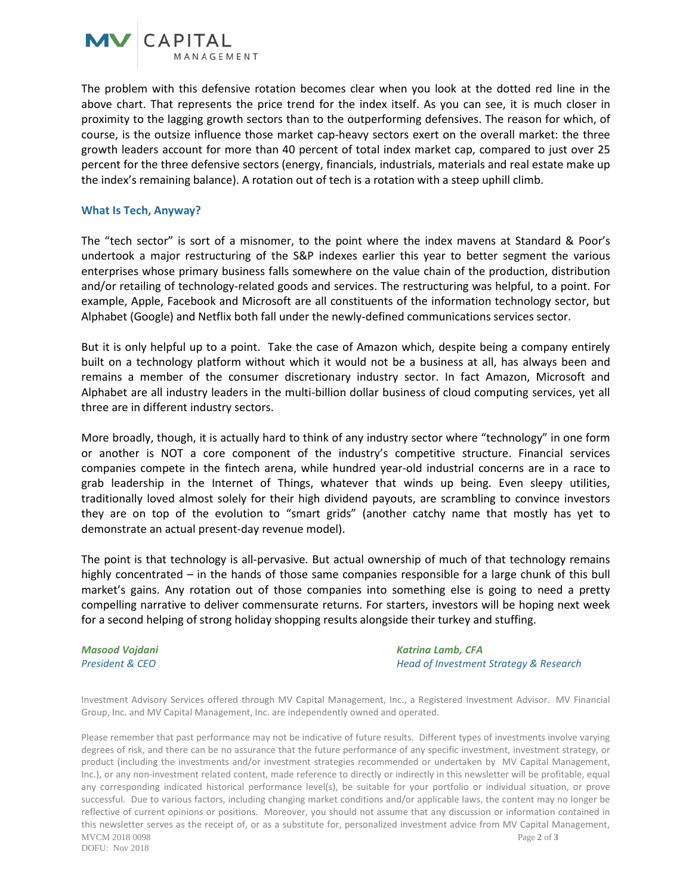The problem with this defensive rotation becomes clear when you look at the dotted red line in the above chart. That represents the price trend for the index itself. As you can see, it is much closer in proximity to the lagging growth sectors than to the outperforming defensives. The reason for which, of course, is the outsize influence those market cap-heavy sectors exert on the overall market: the three growth leaders account for more than 40 percent of total index market cap, compared to just over 25 percent for the three defensive sectors (energy, financials, industrials, materials and real estate make up the index's remaining balance). A rotation out of tech is a rotation with a steep uphill climb.

### What Is Tech, Anyway?

The "tech sector" is sort of a misnomer, to the point where the index mavens at Standard & Poor's undertook a major restructuring of the S&P indexes earlier this year to better segment the various enterprises whose primary business falls somewhere on the value chain of the production, distribution and/or retailing of technology-related goods and services. The restructuring was helpful, to a point. For example, Apple, Facebook and Microsoft are all constituents of the information technology sector, but Alphabet (Google) and Netflix both fall under the newly-defined communications services sector.

But it is only helpful up to a point. Take the case of Amazon which, despite being a company entirely built on a technology platform without which it would not be a business at all, has always been and remains a member of the consumer discretionary industry sector. In fact Amazon, Microsoft and Alphabet are all industry leaders in the multi-billion dollar business of cloud computing services, yet all three are in different industry sectors.

More broadly, though, it is actually hard to think of any industry sector where "technology" in one form or another is NOT a core component of the industry's competitive structure. Financial services companies compete in the fintech arena, while hundred year-old industrial concerns are in a race to grab leadership in the Internet of Things, whatever that winds up being. Even sleepy utilities, traditionally loved almost solely for their high dividend payouts, are scrambling to convince investors they are on top of the evolution to "smart grids" (another catchy name that mostly has yet to demonstrate an actual present-day revenue model).

The point is that technology is all-pervasive. But actual ownership of much of that technology remains highly concentrated – in the hands of those same companies responsible for a large chunk of this bull market's gains. Any rotation out of those companies into something else is going to need a pretty compelling narrative to deliver commensurate returns. For starters, investors will be hoping next week for a second helping of strong holiday shopping results alongside their turkey and stuffing.

***Masood Vojdani***
*President & CEO*

***Katrina Lamb, CFA***
*Head of Investment Strategy & Research*

Investment Advisory Services offered through MV Capital Management, Inc., a Registered Investment Advisor. MV Financial Group, Inc. and MV Capital Management, Inc. are independently owned and operated.

Please remember that past performance may not be indicative of future results. Different types of investments involve varying degrees of risk, and there can be no assurance that the future performance of any specific investment, investment strategy, or product (including the investments and/or investment strategies recommended or undertaken by MV Capital Management, Inc.), or any non-investment related content, made reference to directly or indirectly in this newsletter will be profitable, equal any corresponding indicated historical performance level(s), be suitable for your portfolio or individual situation, or prove successful. Due to various factors, including changing market conditions and/or applicable laws, the content may no longer be reflective of current opinions or positions. Moreover, you should not assume that any discussion or information contained in this newsletter serves as the receipt of, or as a substitute for, personalized investment advice from MV Capital Management,

MVCM 2018 0098
DOFU: Nov 2018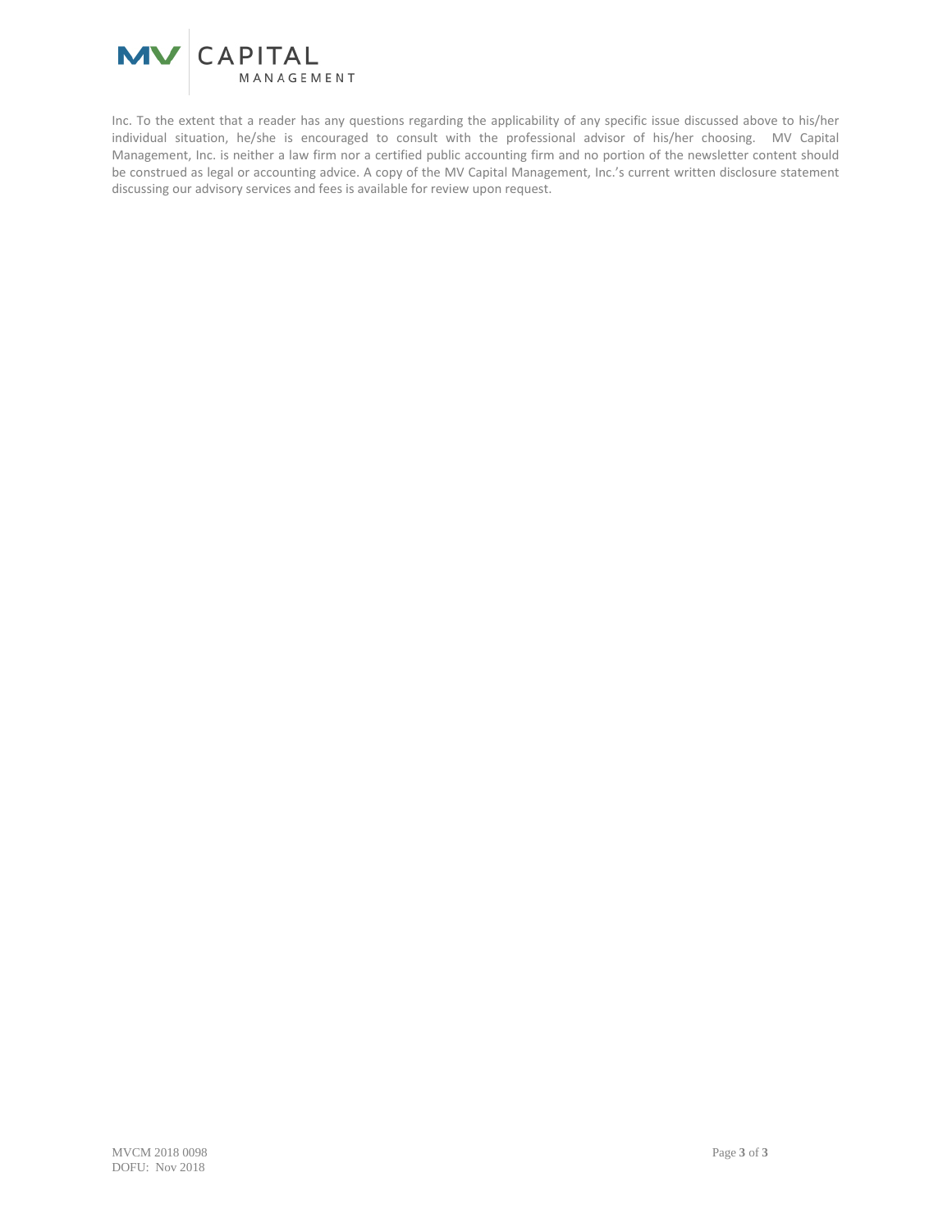Inc. To the extent that a reader has any questions regarding the applicability of any specific issue discussed above to his/her individual situation, he/she is encouraged to consult with the professional advisor of his/her choosing. MV Capital Management, Inc. is neither a law firm nor a certified public accounting firm and no portion of the newsletter content should be construed as legal or accounting advice. A copy of the MV Capital Management, Inc.'s current written disclosure statement discussing our advisory services and fees is available for review upon request.

MVCM 2018 0098
DOFU: Nov 2018